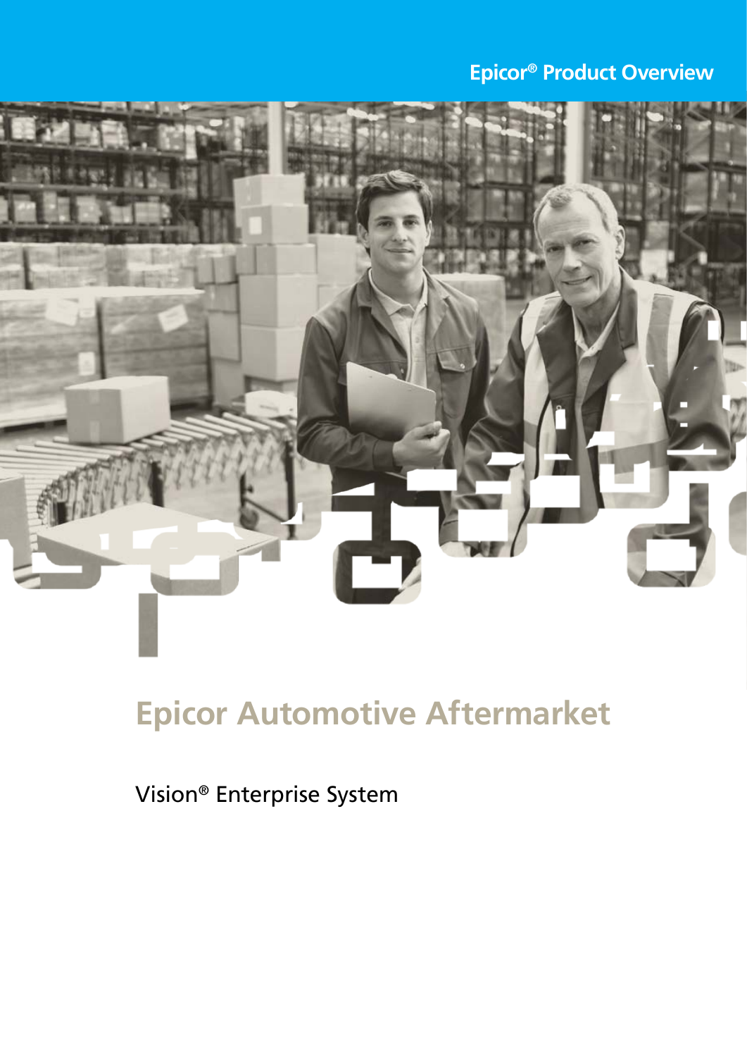Epicor® Product Overview

# Epicor Automotive Aftermarket

Vision® Enterprise System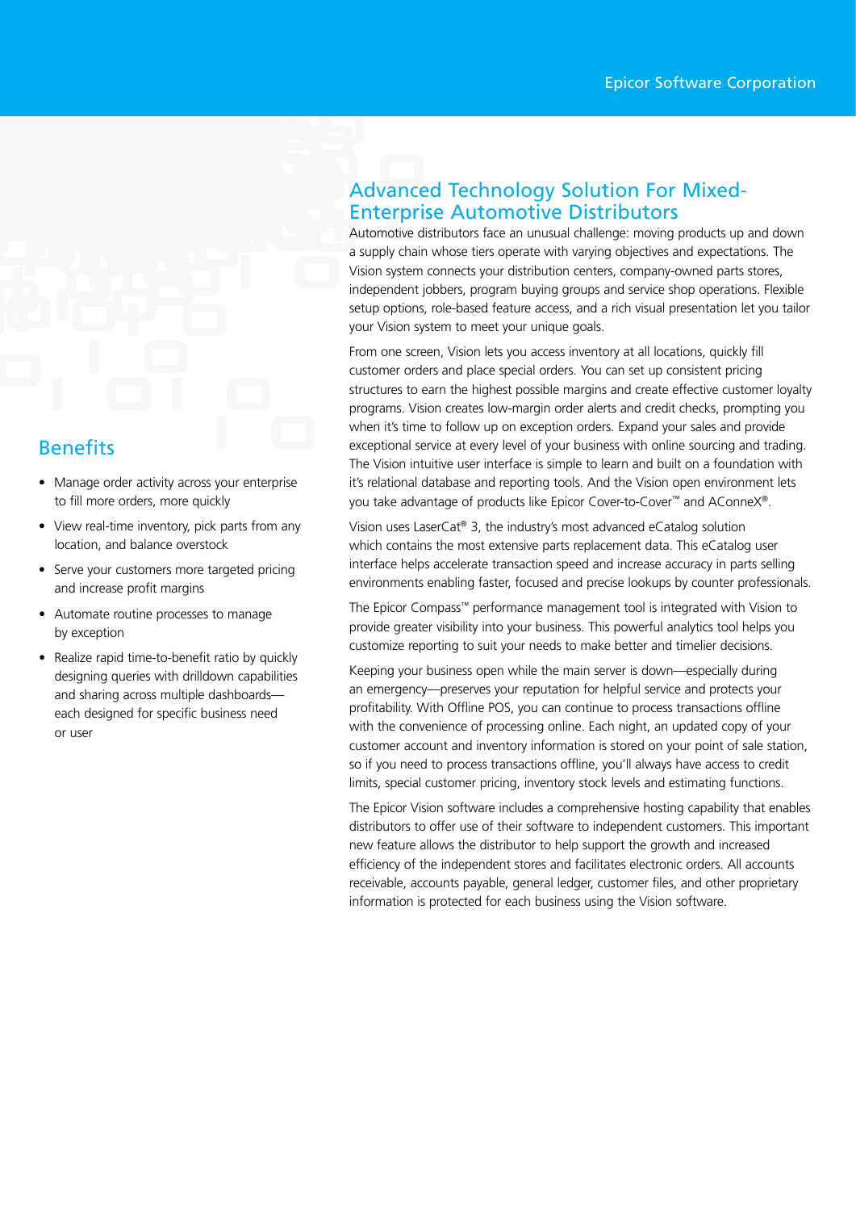## Advanced Technology Solution For Mixed-Enterprise Automotive Distributors

Automotive distributors face an unusual challenge: moving products up and down a supply chain whose tiers operate with varying objectives and expectations. The Vision system connects your distribution centers, company-owned parts stores, independent jobbers, program buying groups and service shop operations. Flexible setup options, role-based feature access, and a rich visual presentation let you tailor your Vision system to meet your unique goals.

From one screen, Vision lets you access inventory at all locations, quickly fill customer orders and place special orders. You can set up consistent pricing structures to earn the highest possible margins and create effective customer loyalty programs. Vision creates low-margin order alerts and credit checks, prompting you when it's time to follow up on exception orders. Expand your sales and provide exceptional service at every level of your business with online sourcing and trading. The Vision intuitive user interface is simple to learn and built on a foundation with it's relational database and reporting tools. And the Vision open environment lets you take advantage of products like Epicor Cover-to-Cover™ and AConneX®.

Vision uses LaserCat® 3, the industry's most advanced eCatalog solution which contains the most extensive parts replacement data. This eCatalog user interface helps accelerate transaction speed and increase accuracy in parts selling environments enabling faster, focused and precise lookups by counter professionals.

The Epicor Compass™ performance management tool is integrated with Vision to provide greater visibility into your business. This powerful analytics tool helps you customize reporting to suit your needs to make better and timelier decisions.

Keeping your business open while the main server is down—especially during an emergency—preserves your reputation for helpful service and protects your profitability. With Offline POS, you can continue to process transactions offline with the convenience of processing online. Each night, an updated copy of your customer account and inventory information is stored on your point of sale station, so if you need to process transactions offline, you'll always have access to credit limits, special customer pricing, inventory stock levels and estimating functions.

The Epicor Vision software includes a comprehensive hosting capability that enables distributors to offer use of their software to independent customers. This important new feature allows the distributor to help support the growth and increased efficiency of the independent stores and facilitates electronic orders. All accounts receivable, accounts payable, general ledger, customer files, and other proprietary information is protected for each business using the Vision software.

## Benefits

- Manage order activity across your enterprise to fill more orders, more quickly
- View real-time inventory, pick parts from any location, and balance overstock
- Serve your customers more targeted pricing and increase profit margins
- Automate routine processes to manage by exception
- Realize rapid time-to-benefit ratio by quickly designing queries with drilldown capabilities and sharing across multiple dashboards—each designed for specific business need or user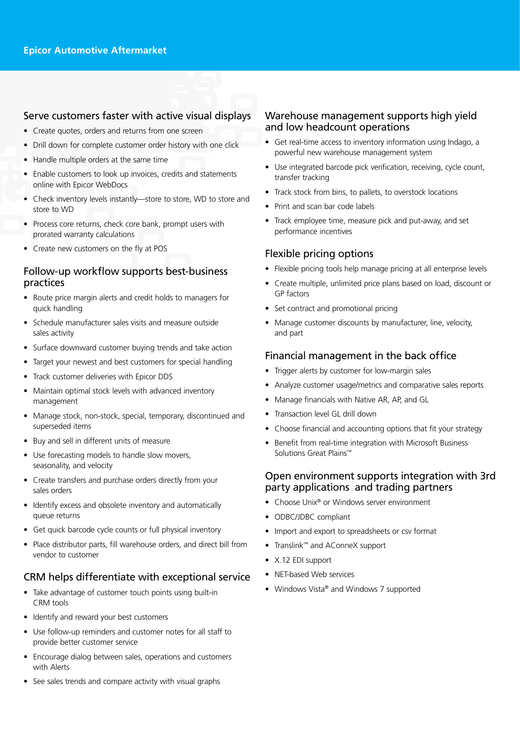## Serve customers faster with active visual displays

- Create quotes, orders and returns from one screen
- Drill down for complete customer order history with one click
- Handle multiple orders at the same time
- Enable customers to look up invoices, credits and statements online with Epicor WebDocs
- Check inventory levels instantly—store to store, WD to store and store to WD
- Process core returns, check core bank, prompt users with prorated warranty calculations
- Create new customers on the fly at POS

## Follow-up workflow supports best-business practices

- Route price margin alerts and credit holds to managers for quick handling
- Schedule manufacturer sales visits and measure outside sales activity
- Surface downward customer buying trends and take action
- Target your newest and best customers for special handling
- Track customer deliveries with Epicor DDS
- Maintain optimal stock levels with advanced inventory management
- Manage stock, non-stock, special, temporary, discontinued and superseded items
- Buy and sell in different units of measure
- Use forecasting models to handle slow movers, seasonality, and velocity
- Create transfers and purchase orders directly from your sales orders
- Identify excess and obsolete inventory and automatically queue returns
- Get quick barcode cycle counts or full physical inventory
- Place distributor parts, fill warehouse orders, and direct bill from vendor to customer

## CRM helps differentiate with exceptional service

- Take advantage of customer touch points using built-in CRM tools
- Identify and reward your best customers
- Use follow-up reminders and customer notes for all staff to provide better customer service
- Encourage dialog between sales, operations and customers with Alerts
- See sales trends and compare activity with visual graphs

## Warehouse management supports high yield and low headcount operations

- Get real-time access to inventory information using Indago, a powerful new warehouse management system
- Use integrated barcode pick verification, receiving, cycle count, transfer tracking
- Track stock from bins, to pallets, to overstock locations
- Print and scan bar code labels
- Track employee time, measure pick and put-away, and set performance incentives

## Flexible pricing options

- Flexible pricing tools help manage pricing at all enterprise levels
- Create multiple, unlimited price plans based on load, discount or GP factors
- Set contract and promotional pricing
- Manage customer discounts by manufacturer, line, velocity, and part

## Financial management in the back office

- Trigger alerts by customer for low-margin sales
- Analyze customer usage/metrics and comparative sales reports
- Manage financials with Native AR, AP, and GL
- Transaction level GL drill down
- Choose financial and accounting options that fit your strategy
- Benefit from real-time integration with Microsoft Business Solutions Great Plains™

## Open environment supports integration with 3rd party applications and trading partners

- Choose Unix® or Windows server environment
- ODBC/JDBC compliant
- Import and export to spreadsheets or csv format
- Translink™ and AConneX support
- X.12 EDI support
- NET-based Web services
- Windows Vista® and Windows 7 supported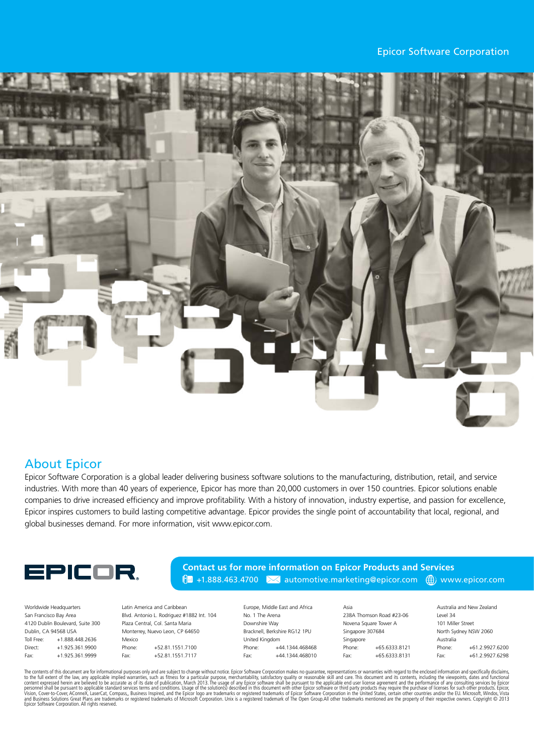Epicor Software Corporation

## About Epicor

Epicor Software Corporation is a global leader delivering business software solutions to the manufacturing, distribution, retail, and service industries. With more than 40 years of experience, Epicor has more than 20,000 customers in over 150 countries. Epicor solutions enable companies to drive increased efficiency and improve profitability. With a history of innovation, industry expertise, and passion for excellence, Epicor inspires customers to build lasting competitive advantage. Epicor provides the single point of accountability that local, regional, and global businesses demand. For more information, visit www.epicor.com.

EPICOR

**Contact us for more information on Epicor Products and Services**

+1.888.463.4700 automotive.marketing@epicor.com www.epicor.com

Worldwide Headquarters
San Francisco Bay Area
4120 Dublin Boulevard, Suite 300
Dublin, CA 94568 USA
Toll Free: +1.888.448.2636
Direct: +1.925.361.9900
Fax: +1.925.361.9999

Latin America and Caribbean
Blvd. Antonio L. Rodriguez #1882 Int. 104
Plaza Central, Col. Santa Maria
Monterrey, Nuevo Leon, CP 64650
Mexico
Phone: +52.81.1551.7100
Fax: +52.81.1551.7117

Europe, Middle East and Africa
No. 1 The Arena
Downshire Way
Bracknell, Berkshire RG12 1PU
United Kingdom
Phone: +44.1344.468468
Fax: +44.1344.468010

Asia
238A Thomson Road #23-06
Novena Square Tower A
Singapore 307684
Singapore
Phone: +65.6333.8121
Fax: +65.6333.8131

Australia and New Zealand
Level 34
101 Miller Street
North Sydney NSW 2060
Australia
Phone: +61.2.9927.6200
Fax: +61.2.9927.6298

The contents of this document are for informational purposes only and are subject to change without notice. Epicor Software Corporation makes no guarantee, representations or warranties with regard to the enclosed information and specifically disclaims, to the full extent of the law, any applicable implied warranties, such as fitness for a particular purpose, merchantability, satisfactory quality or reasonable skill and care. This document and its contents, including the viewpoints, dates and functional content expressed herein are believed to be accurate as of its date of publication, March 2013. The usage of any Epicor software shall be pursuant to the applicable end user license agreement and the performance of any consulting services by Epicor personnel shall be pursuant to applicable standard services terms and conditions. Usage of the solution(s) described in this document with other Epicor software or third party products may require the purchase of licenses for such other products. Epicor, Vision, Cover-to-Cover, AConneX, LaserCat, Compass,, Business Inspired, and the Epicor logo are trademarks or registered trademarks of Epicor Software Corporation in the United States, certain other countries and/or the EU. Microsoft, Windos, Vista and Business Solutions Great Plans are trademarks or registered trademarks of Microsoft Corporation. Unix is a registered trademark of The Open Group.All other trademarks mentioned are the property of their respective owners. Copyright © 2013 Epicor Software Corporation. All rights reserved.